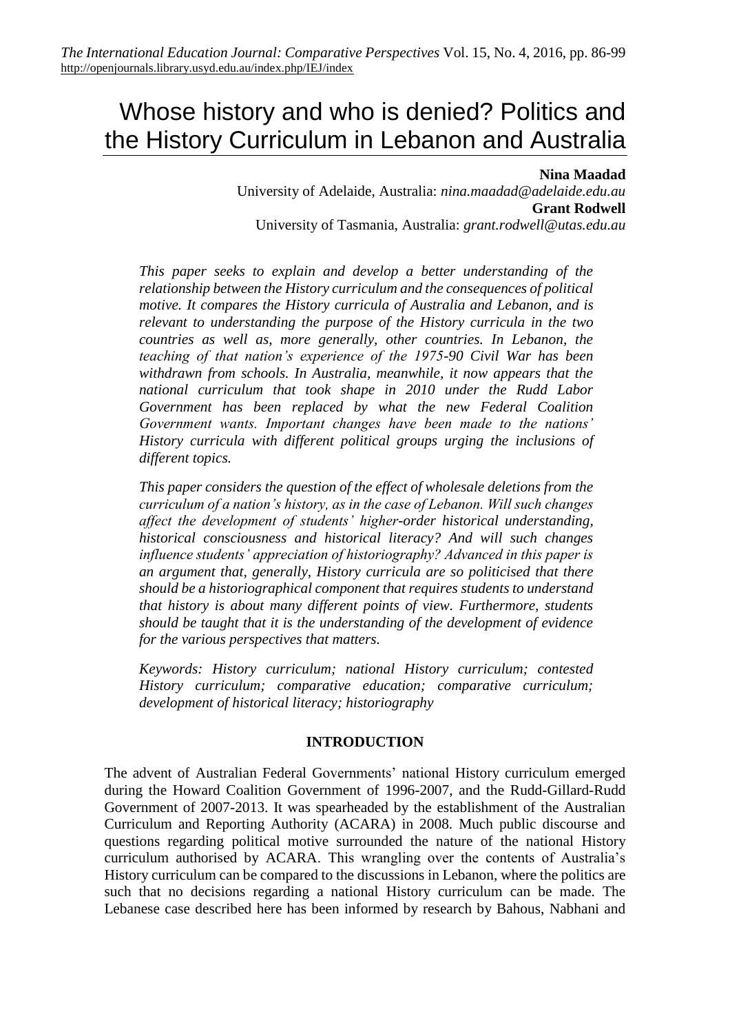*The International Education Journal: Comparative Perspectives* Vol. 15, No. 4, 2016, pp. 86-99
http://openjournals.library.usyd.edu.au/index.php/IEJ/index

# Whose history and who is denied? Politics and the History Curriculum in Lebanon and Australia

**Nina Maadad**
University of Adelaide, Australia: *nina.maadad@adelaide.edu.au*
**Grant Rodwell**
University of Tasmania, Australia: *grant.rodwell@utas.edu.au*

*This paper seeks to explain and develop a better understanding of the relationship between the History curriculum and the consequences of political motive. It compares the History curricula of Australia and Lebanon, and is relevant to understanding the purpose of the History curricula in the two countries as well as, more generally, other countries. In Lebanon, the teaching of that nation's experience of the 1975-90 Civil War has been withdrawn from schools. In Australia, meanwhile, it now appears that the national curriculum that took shape in 2010 under the Rudd Labor Government has been replaced by what the new Federal Coalition Government wants. Important changes have been made to the nations' History curricula with different political groups urging the inclusions of different topics.*

*This paper considers the question of the effect of wholesale deletions from the curriculum of a nation's history, as in the case of Lebanon. Will such changes affect the development of students' higher-order historical understanding, historical consciousness and historical literacy? And will such changes influence students' appreciation of historiography? Advanced in this paper is an argument that, generally, History curricula are so politicised that there should be a historiographical component that requires students to understand that history is about many different points of view. Furthermore, students should be taught that it is the understanding of the development of evidence for the various perspectives that matters.*

*Keywords: History curriculum; national History curriculum; contested History curriculum; comparative education; comparative curriculum; development of historical literacy; historiography*

## INTRODUCTION

The advent of Australian Federal Governments' national History curriculum emerged during the Howard Coalition Government of 1996-2007, and the Rudd-Gillard-Rudd Government of 2007-2013. It was spearheaded by the establishment of the Australian Curriculum and Reporting Authority (ACARA) in 2008. Much public discourse and questions regarding political motive surrounded the nature of the national History curriculum authorised by ACARA. This wrangling over the contents of Australia's History curriculum can be compared to the discussions in Lebanon, where the politics are such that no decisions regarding a national History curriculum can be made. The Lebanese case described here has been informed by research by Bahous, Nabhani and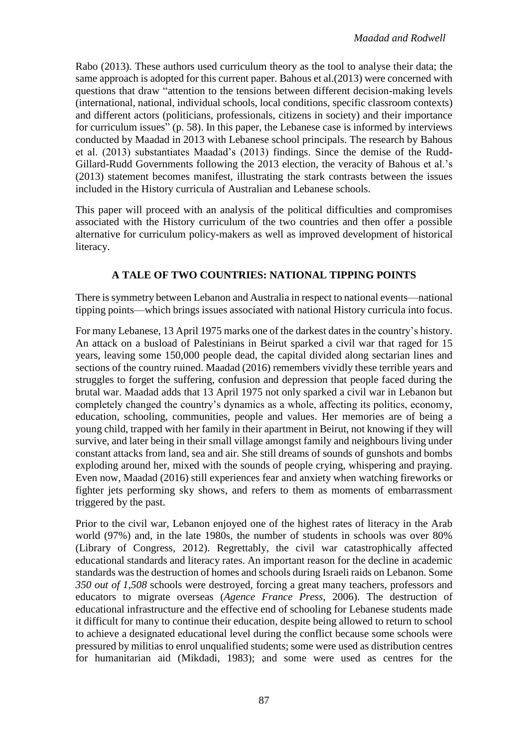Rabo (2013). These authors used curriculum theory as the tool to analyse their data; the same approach is adopted for this current paper. Bahous et al.(2013) were concerned with questions that draw "attention to the tensions between different decision-making levels (international, national, individual schools, local conditions, specific classroom contexts) and different actors (politicians, professionals, citizens in society) and their importance for curriculum issues" (p. 58). In this paper, the Lebanese case is informed by interviews conducted by Maadad in 2013 with Lebanese school principals. The research by Bahous et al. (2013) substantiates Maadad's (2013) findings. Since the demise of the Rudd-Gillard-Rudd Governments following the 2013 election, the veracity of Bahous et al.'s (2013) statement becomes manifest, illustrating the stark contrasts between the issues included in the History curricula of Australian and Lebanese schools.

This paper will proceed with an analysis of the political difficulties and compromises associated with the History curriculum of the two countries and then offer a possible alternative for curriculum policy-makers as well as improved development of historical literacy.

## A TALE OF TWO COUNTRIES: NATIONAL TIPPING POINTS

There is symmetry between Lebanon and Australia in respect to national events—national tipping points—which brings issues associated with national History curricula into focus.

For many Lebanese, 13 April 1975 marks one of the darkest dates in the country's history. An attack on a busload of Palestinians in Beirut sparked a civil war that raged for 15 years, leaving some 150,000 people dead, the capital divided along sectarian lines and sections of the country ruined. Maadad (2016) remembers vividly these terrible years and struggles to forget the suffering, confusion and depression that people faced during the brutal war. Maadad adds that 13 April 1975 not only sparked a civil war in Lebanon but completely changed the country's dynamics as a whole, affecting its politics, economy, education, schooling, communities, people and values. Her memories are of being a young child, trapped with her family in their apartment in Beirut, not knowing if they will survive, and later being in their small village amongst family and neighbours living under constant attacks from land, sea and air. She still dreams of sounds of gunshots and bombs exploding around her, mixed with the sounds of people crying, whispering and praying. Even now, Maadad (2016) still experiences fear and anxiety when watching fireworks or fighter jets performing sky shows, and refers to them as moments of embarrassment triggered by the past.

Prior to the civil war, Lebanon enjoyed one of the highest rates of literacy in the Arab world (97%) and, in the late 1980s, the number of students in schools was over 80% (Library of Congress, 2012). Regrettably, the civil war catastrophically affected educational standards and literacy rates. An important reason for the decline in academic standards was the destruction of homes and schools during Israeli raids on Lebanon. Some *350 out of 1,508* schools were destroyed, forcing a great many teachers, professors and educators to migrate overseas (*Agence France Press*, 2006). The destruction of educational infrastructure and the effective end of schooling for Lebanese students made it difficult for many to continue their education, despite being allowed to return to school to achieve a designated educational level during the conflict because some schools were pressured by militias to enrol unqualified students; some were used as distribution centres for humanitarian aid (Mikdadi, 1983); and some were used as centres for the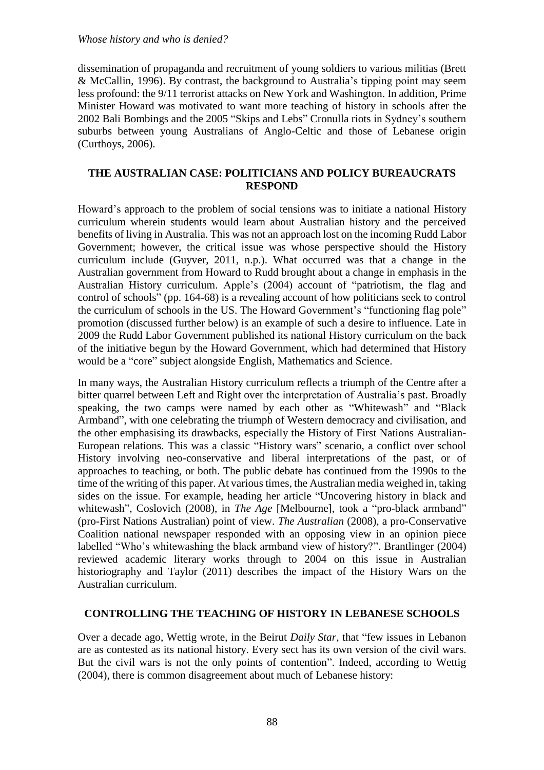dissemination of propaganda and recruitment of young soldiers to various militias (Brett & McCallin, 1996). By contrast, the background to Australia's tipping point may seem less profound: the 9/11 terrorist attacks on New York and Washington. In addition, Prime Minister Howard was motivated to want more teaching of history in schools after the 2002 Bali Bombings and the 2005 "Skips and Lebs" Cronulla riots in Sydney's southern suburbs between young Australians of Anglo-Celtic and those of Lebanese origin (Curthoys, 2006).

## THE AUSTRALIAN CASE: POLITICIANS AND POLICY BUREAUCRATS RESPOND

Howard's approach to the problem of social tensions was to initiate a national History curriculum wherein students would learn about Australian history and the perceived benefits of living in Australia. This was not an approach lost on the incoming Rudd Labor Government; however, the critical issue was whose perspective should the History curriculum include (Guyver, 2011, n.p.). What occurred was that a change in the Australian government from Howard to Rudd brought about a change in emphasis in the Australian History curriculum. Apple's (2004) account of "patriotism, the flag and control of schools" (pp. 164-68) is a revealing account of how politicians seek to control the curriculum of schools in the US. The Howard Government's "functioning flag pole" promotion (discussed further below) is an example of such a desire to influence. Late in 2009 the Rudd Labor Government published its national History curriculum on the back of the initiative begun by the Howard Government, which had determined that History would be a "core" subject alongside English, Mathematics and Science.

In many ways, the Australian History curriculum reflects a triumph of the Centre after a bitter quarrel between Left and Right over the interpretation of Australia's past. Broadly speaking, the two camps were named by each other as "Whitewash" and "Black Armband", with one celebrating the triumph of Western democracy and civilisation, and the other emphasising its drawbacks, especially the History of First Nations Australian-European relations. This was a classic "History wars" scenario, a conflict over school History involving neo-conservative and liberal interpretations of the past, or of approaches to teaching, or both. The public debate has continued from the 1990s to the time of the writing of this paper. At various times, the Australian media weighed in, taking sides on the issue. For example, heading her article "Uncovering history in black and whitewash", Coslovich (2008), in *The Age* [Melbourne], took a "pro-black armband" (pro-First Nations Australian) point of view. *The Australian* (2008), a pro-Conservative Coalition national newspaper responded with an opposing view in an opinion piece labelled "Who's whitewashing the black armband view of history?". Brantlinger (2004) reviewed academic literary works through to 2004 on this issue in Australian historiography and Taylor (2011) describes the impact of the History Wars on the Australian curriculum.

## CONTROLLING THE TEACHING OF HISTORY IN LEBANESE SCHOOLS

Over a decade ago, Wettig wrote, in the Beirut *Daily Star*, that "few issues in Lebanon are as contested as its national history. Every sect has its own version of the civil wars. But the civil wars is not the only points of contention". Indeed, according to Wettig (2004), there is common disagreement about much of Lebanese history: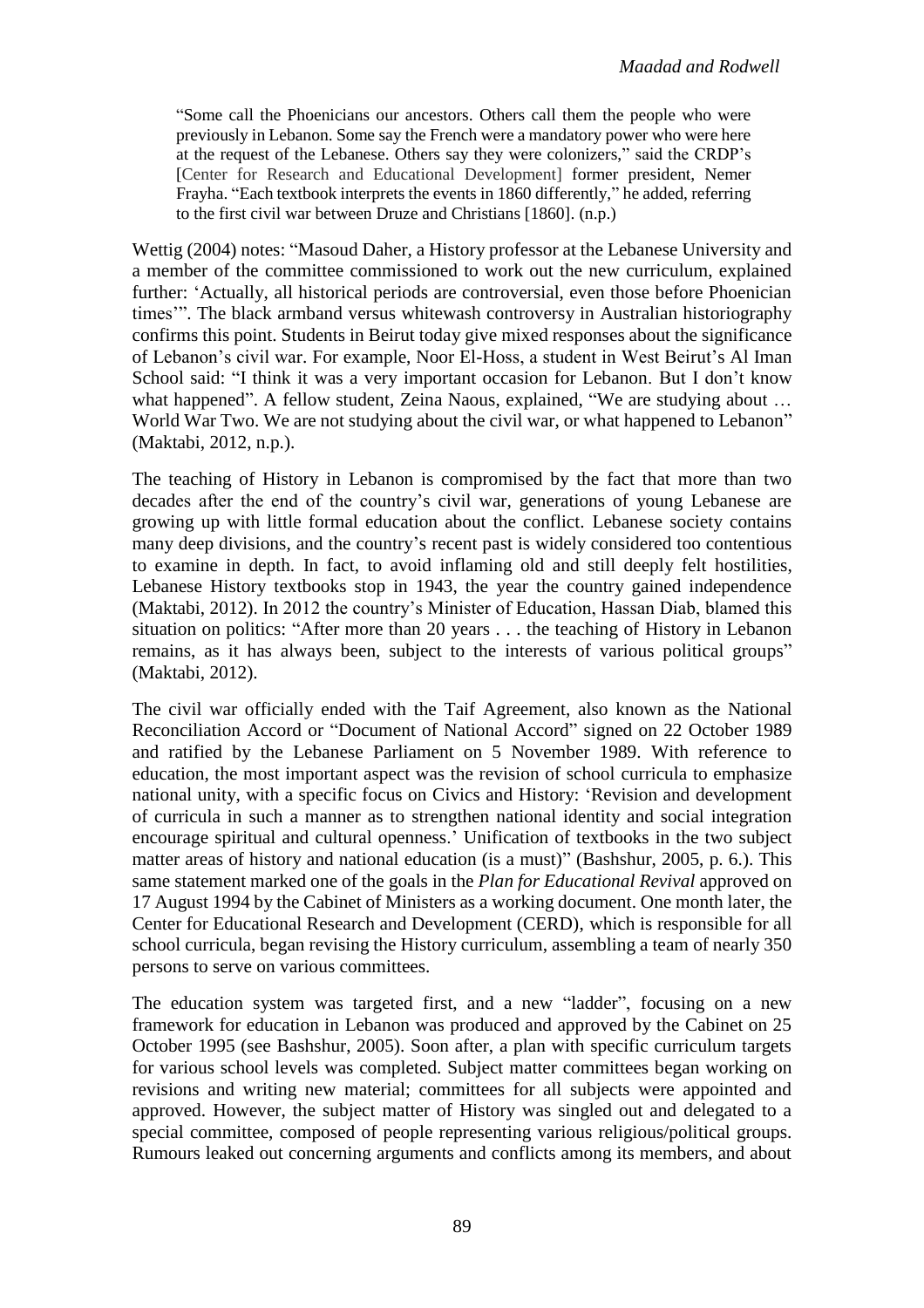> "Some call the Phoenicians our ancestors. Others call them the people who were previously in Lebanon. Some say the French were a mandatory power who were here at the request of the Lebanese. Others say they were colonizers," said the CRDP's [Center for Research and Educational Development] former president, Nemer Frayha. "Each textbook interprets the events in 1860 differently," he added, referring to the first civil war between Druze and Christians [1860]. (n.p.)

Wettig (2004) notes: "Masoud Daher, a History professor at the Lebanese University and a member of the committee commissioned to work out the new curriculum, explained further: 'Actually, all historical periods are controversial, even those before Phoenician times'". The black armband versus whitewash controversy in Australian historiography confirms this point. Students in Beirut today give mixed responses about the significance of Lebanon's civil war. For example, Noor El-Hoss, a student in West Beirut's Al Iman School said: "I think it was a very important occasion for Lebanon. But I don't know what happened". A fellow student, Zeina Naous, explained, "We are studying about … World War Two. We are not studying about the civil war, or what happened to Lebanon" (Maktabi, 2012, n.p.).

The teaching of History in Lebanon is compromised by the fact that more than two decades after the end of the country's civil war, generations of young Lebanese are growing up with little formal education about the conflict. Lebanese society contains many deep divisions, and the country's recent past is widely considered too contentious to examine in depth. In fact, to avoid inflaming old and still deeply felt hostilities, Lebanese History textbooks stop in 1943, the year the country gained independence (Maktabi, 2012). In 2012 the country's Minister of Education, Hassan Diab, blamed this situation on politics: "After more than 20 years . . . the teaching of History in Lebanon remains, as it has always been, subject to the interests of various political groups" (Maktabi, 2012).

The civil war officially ended with the Taif Agreement, also known as the National Reconciliation Accord or "Document of National Accord" signed on 22 October 1989 and ratified by the Lebanese Parliament on 5 November 1989. With reference to education, the most important aspect was the revision of school curricula to emphasize national unity, with a specific focus on Civics and History: 'Revision and development of curricula in such a manner as to strengthen national identity and social integration encourage spiritual and cultural openness.' Unification of textbooks in the two subject matter areas of history and national education (is a must)" (Bashshur, 2005, p. 6.). This same statement marked one of the goals in the *Plan for Educational Revival* approved on 17 August 1994 by the Cabinet of Ministers as a working document. One month later, the Center for Educational Research and Development (CERD), which is responsible for all school curricula, began revising the History curriculum, assembling a team of nearly 350 persons to serve on various committees.

The education system was targeted first, and a new "ladder", focusing on a new framework for education in Lebanon was produced and approved by the Cabinet on 25 October 1995 (see Bashshur, 2005). Soon after, a plan with specific curriculum targets for various school levels was completed. Subject matter committees began working on revisions and writing new material; committees for all subjects were appointed and approved. However, the subject matter of History was singled out and delegated to a special committee, composed of people representing various religious/political groups. Rumours leaked out concerning arguments and conflicts among its members, and about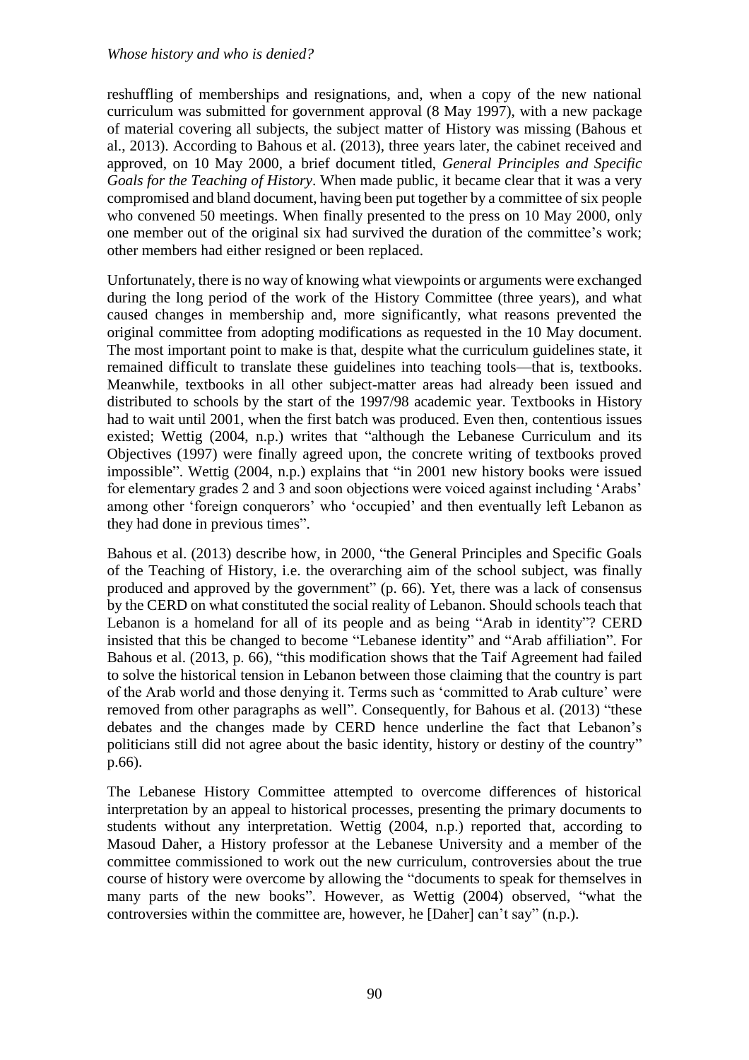reshuffling of memberships and resignations, and, when a copy of the new national curriculum was submitted for government approval (8 May 1997), with a new package of material covering all subjects, the subject matter of History was missing (Bahous et al., 2013). According to Bahous et al. (2013), three years later, the cabinet received and approved, on 10 May 2000, a brief document titled, *General Principles and Specific Goals for the Teaching of History*. When made public, it became clear that it was a very compromised and bland document, having been put together by a committee of six people who convened 50 meetings. When finally presented to the press on 10 May 2000, only one member out of the original six had survived the duration of the committee's work; other members had either resigned or been replaced.

Unfortunately, there is no way of knowing what viewpoints or arguments were exchanged during the long period of the work of the History Committee (three years), and what caused changes in membership and, more significantly, what reasons prevented the original committee from adopting modifications as requested in the 10 May document. The most important point to make is that, despite what the curriculum guidelines state, it remained difficult to translate these guidelines into teaching tools—that is, textbooks. Meanwhile, textbooks in all other subject-matter areas had already been issued and distributed to schools by the start of the 1997/98 academic year. Textbooks in History had to wait until 2001, when the first batch was produced. Even then, contentious issues existed; Wettig (2004, n.p.) writes that "although the Lebanese Curriculum and its Objectives (1997) were finally agreed upon, the concrete writing of textbooks proved impossible". Wettig (2004, n.p.) explains that "in 2001 new history books were issued for elementary grades 2 and 3 and soon objections were voiced against including 'Arabs' among other 'foreign conquerors' who 'occupied' and then eventually left Lebanon as they had done in previous times".

Bahous et al. (2013) describe how, in 2000, "the General Principles and Specific Goals of the Teaching of History, i.e. the overarching aim of the school subject, was finally produced and approved by the government" (p. 66). Yet, there was a lack of consensus by the CERD on what constituted the social reality of Lebanon. Should schools teach that Lebanon is a homeland for all of its people and as being "Arab in identity"? CERD insisted that this be changed to become "Lebanese identity" and "Arab affiliation". For Bahous et al. (2013, p. 66), "this modification shows that the Taif Agreement had failed to solve the historical tension in Lebanon between those claiming that the country is part of the Arab world and those denying it. Terms such as 'committed to Arab culture' were removed from other paragraphs as well". Consequently, for Bahous et al. (2013) "these debates and the changes made by CERD hence underline the fact that Lebanon's politicians still did not agree about the basic identity, history or destiny of the country" p.66).

The Lebanese History Committee attempted to overcome differences of historical interpretation by an appeal to historical processes, presenting the primary documents to students without any interpretation. Wettig (2004, n.p.) reported that, according to Masoud Daher, a History professor at the Lebanese University and a member of the committee commissioned to work out the new curriculum, controversies about the true course of history were overcome by allowing the "documents to speak for themselves in many parts of the new books". However, as Wettig (2004) observed, "what the controversies within the committee are, however, he [Daher] can't say" (n.p.).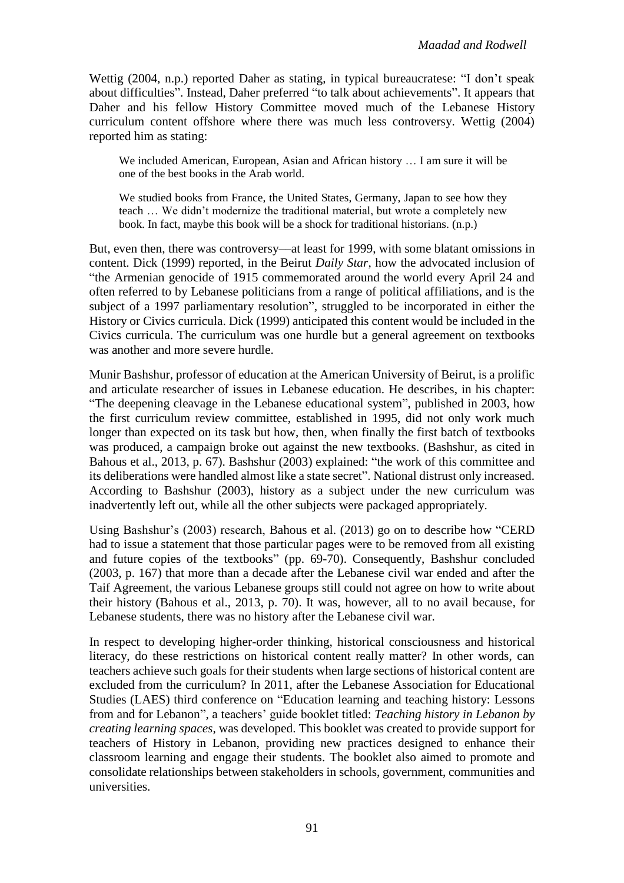Wettig (2004, n.p.) reported Daher as stating, in typical bureaucratese: "I don't speak about difficulties". Instead, Daher preferred "to talk about achievements". It appears that Daher and his fellow History Committee moved much of the Lebanese History curriculum content offshore where there was much less controversy. Wettig (2004) reported him as stating:

> We included American, European, Asian and African history … I am sure it will be one of the best books in the Arab world.
>
> We studied books from France, the United States, Germany, Japan to see how they teach … We didn't modernize the traditional material, but wrote a completely new book. In fact, maybe this book will be a shock for traditional historians. (n.p.)

But, even then, there was controversy—at least for 1999, with some blatant omissions in content. Dick (1999) reported, in the Beirut *Daily Star*, how the advocated inclusion of "the Armenian genocide of 1915 commemorated around the world every April 24 and often referred to by Lebanese politicians from a range of political affiliations, and is the subject of a 1997 parliamentary resolution", struggled to be incorporated in either the History or Civics curricula. Dick (1999) anticipated this content would be included in the Civics curricula. The curriculum was one hurdle but a general agreement on textbooks was another and more severe hurdle.

Munir Bashshur, professor of education at the American University of Beirut, is a prolific and articulate researcher of issues in Lebanese education. He describes, in his chapter: "The deepening cleavage in the Lebanese educational system", published in 2003, how the first curriculum review committee, established in 1995, did not only work much longer than expected on its task but how, then, when finally the first batch of textbooks was produced, a campaign broke out against the new textbooks. (Bashshur, as cited in Bahous et al., 2013, p. 67). Bashshur (2003) explained: "the work of this committee and its deliberations were handled almost like a state secret". National distrust only increased. According to Bashshur (2003), history as a subject under the new curriculum was inadvertently left out, while all the other subjects were packaged appropriately.

Using Bashshur's (2003) research, Bahous et al. (2013) go on to describe how "CERD had to issue a statement that those particular pages were to be removed from all existing and future copies of the textbooks" (pp. 69-70). Consequently, Bashshur concluded (2003, p. 167) that more than a decade after the Lebanese civil war ended and after the Taif Agreement, the various Lebanese groups still could not agree on how to write about their history (Bahous et al., 2013, p. 70). It was, however, all to no avail because, for Lebanese students, there was no history after the Lebanese civil war.

In respect to developing higher-order thinking, historical consciousness and historical literacy, do these restrictions on historical content really matter? In other words, can teachers achieve such goals for their students when large sections of historical content are excluded from the curriculum? In 2011, after the Lebanese Association for Educational Studies (LAES) third conference on "Education learning and teaching history: Lessons from and for Lebanon", a teachers' guide booklet titled: *Teaching history in Lebanon by creating learning spaces*, was developed. This booklet was created to provide support for teachers of History in Lebanon, providing new practices designed to enhance their classroom learning and engage their students. The booklet also aimed to promote and consolidate relationships between stakeholders in schools, government, communities and universities.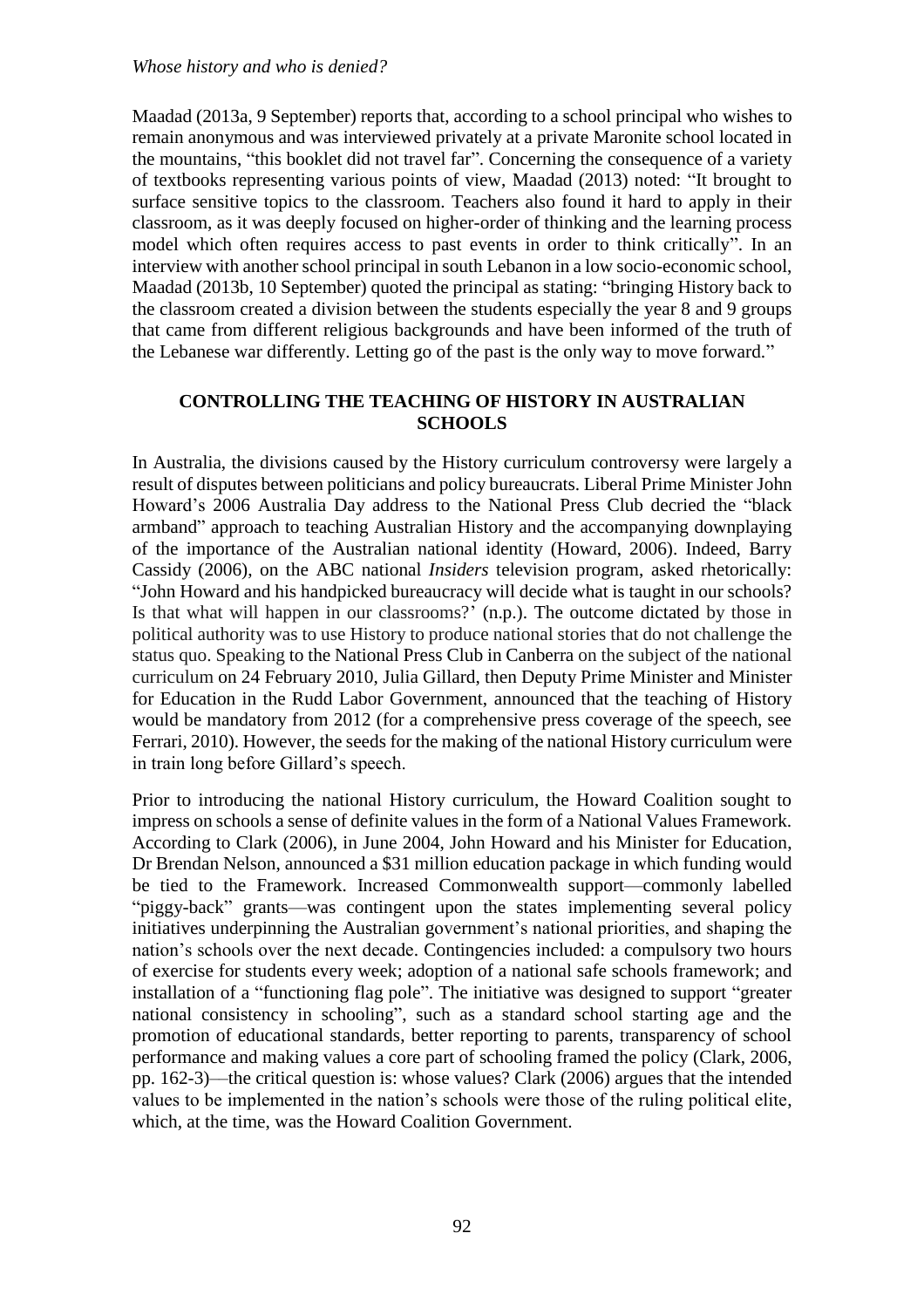Maadad (2013a, 9 September) reports that, according to a school principal who wishes to remain anonymous and was interviewed privately at a private Maronite school located in the mountains, "this booklet did not travel far". Concerning the consequence of a variety of textbooks representing various points of view, Maadad (2013) noted: "It brought to surface sensitive topics to the classroom. Teachers also found it hard to apply in their classroom, as it was deeply focused on higher-order of thinking and the learning process model which often requires access to past events in order to think critically". In an interview with another school principal in south Lebanon in a low socio-economic school, Maadad (2013b, 10 September) quoted the principal as stating: "bringing History back to the classroom created a division between the students especially the year 8 and 9 groups that came from different religious backgrounds and have been informed of the truth of the Lebanese war differently. Letting go of the past is the only way to move forward."

## CONTROLLING THE TEACHING OF HISTORY IN AUSTRALIAN SCHOOLS

In Australia, the divisions caused by the History curriculum controversy were largely a result of disputes between politicians and policy bureaucrats. Liberal Prime Minister John Howard's 2006 Australia Day address to the National Press Club decried the "black armband" approach to teaching Australian History and the accompanying downplaying of the importance of the Australian national identity (Howard, 2006). Indeed, Barry Cassidy (2006), on the ABC national *Insiders* television program, asked rhetorically: "John Howard and his handpicked bureaucracy will decide what is taught in our schools? Is that what will happen in our classrooms?' (n.p.). The outcome dictated by those in political authority was to use History to produce national stories that do not challenge the status quo. Speaking to the National Press Club in Canberra on the subject of the national curriculum on 24 February 2010, Julia Gillard, then Deputy Prime Minister and Minister for Education in the Rudd Labor Government, announced that the teaching of History would be mandatory from 2012 (for a comprehensive press coverage of the speech, see Ferrari, 2010). However, the seeds for the making of the national History curriculum were in train long before Gillard's speech.

Prior to introducing the national History curriculum, the Howard Coalition sought to impress on schools a sense of definite values in the form of a National Values Framework. According to Clark (2006), in June 2004, John Howard and his Minister for Education, Dr Brendan Nelson, announced a $31 million education package in which funding would be tied to the Framework. Increased Commonwealth support—commonly labelled "piggy-back" grants—was contingent upon the states implementing several policy initiatives underpinning the Australian government's national priorities, and shaping the nation's schools over the next decade. Contingencies included: a compulsory two hours of exercise for students every week; adoption of a national safe schools framework; and installation of a "functioning flag pole". The initiative was designed to support "greater national consistency in schooling", such as a standard school starting age and the promotion of educational standards, better reporting to parents, transparency of school performance and making values a core part of schooling framed the policy (Clark, 2006, pp. 162-3)—the critical question is: whose values? Clark (2006) argues that the intended values to be implemented in the nation's schools were those of the ruling political elite, which, at the time, was the Howard Coalition Government.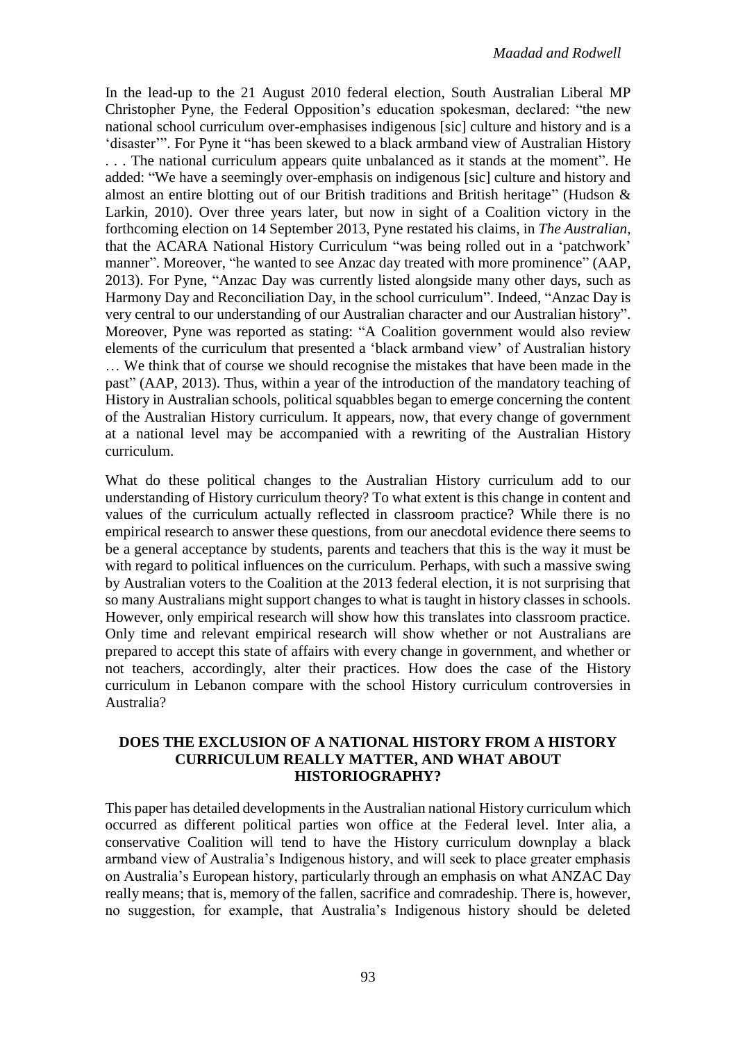In the lead-up to the 21 August 2010 federal election, South Australian Liberal MP Christopher Pyne, the Federal Opposition's education spokesman, declared: "the new national school curriculum over-emphasises indigenous [sic] culture and history and is a 'disaster'". For Pyne it "has been skewed to a black armband view of Australian History . . . The national curriculum appears quite unbalanced as it stands at the moment". He added: "We have a seemingly over-emphasis on indigenous [sic] culture and history and almost an entire blotting out of our British traditions and British heritage" (Hudson & Larkin, 2010). Over three years later, but now in sight of a Coalition victory in the forthcoming election on 14 September 2013, Pyne restated his claims, in *The Australian*, that the ACARA National History Curriculum "was being rolled out in a 'patchwork' manner". Moreover, "he wanted to see Anzac day treated with more prominence" (AAP, 2013). For Pyne, "Anzac Day was currently listed alongside many other days, such as Harmony Day and Reconciliation Day, in the school curriculum". Indeed, "Anzac Day is very central to our understanding of our Australian character and our Australian history". Moreover, Pyne was reported as stating: "A Coalition government would also review elements of the curriculum that presented a 'black armband view' of Australian history … We think that of course we should recognise the mistakes that have been made in the past" (AAP, 2013). Thus, within a year of the introduction of the mandatory teaching of History in Australian schools, political squabbles began to emerge concerning the content of the Australian History curriculum. It appears, now, that every change of government at a national level may be accompanied with a rewriting of the Australian History curriculum.

What do these political changes to the Australian History curriculum add to our understanding of History curriculum theory? To what extent is this change in content and values of the curriculum actually reflected in classroom practice? While there is no empirical research to answer these questions, from our anecdotal evidence there seems to be a general acceptance by students, parents and teachers that this is the way it must be with regard to political influences on the curriculum. Perhaps, with such a massive swing by Australian voters to the Coalition at the 2013 federal election, it is not surprising that so many Australians might support changes to what is taught in history classes in schools. However, only empirical research will show how this translates into classroom practice. Only time and relevant empirical research will show whether or not Australians are prepared to accept this state of affairs with every change in government, and whether or not teachers, accordingly, alter their practices. How does the case of the History curriculum in Lebanon compare with the school History curriculum controversies in Australia?

## DOES THE EXCLUSION OF A NATIONAL HISTORY FROM A HISTORY CURRICULUM REALLY MATTER, AND WHAT ABOUT HISTORIOGRAPHY?

This paper has detailed developments in the Australian national History curriculum which occurred as different political parties won office at the Federal level. Inter alia, a conservative Coalition will tend to have the History curriculum downplay a black armband view of Australia's Indigenous history, and will seek to place greater emphasis on Australia's European history, particularly through an emphasis on what ANZAC Day really means; that is, memory of the fallen, sacrifice and comradeship. There is, however, no suggestion, for example, that Australia's Indigenous history should be deleted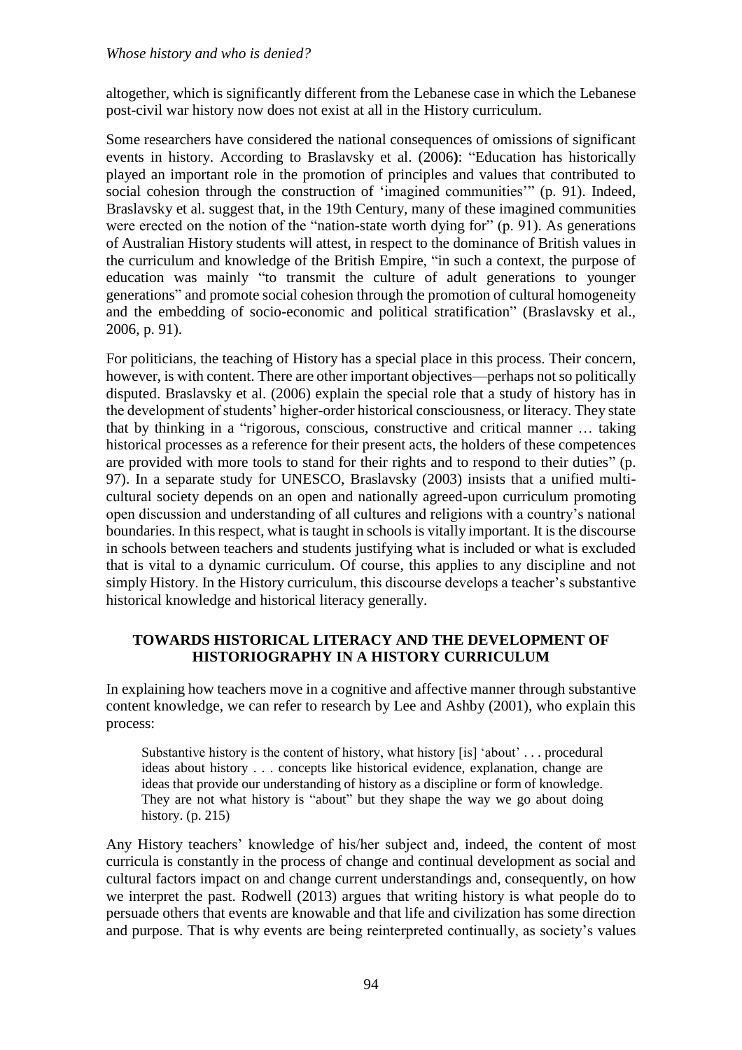altogether, which is significantly different from the Lebanese case in which the Lebanese post-civil war history now does not exist at all in the History curriculum.

Some researchers have considered the national consequences of omissions of significant events in history. According to Braslavsky et al. (2006**)**: "Education has historically played an important role in the promotion of principles and values that contributed to social cohesion through the construction of 'imagined communities'" (p. 91). Indeed, Braslavsky et al. suggest that, in the 19th Century, many of these imagined communities were erected on the notion of the "nation-state worth dying for" (p. 91). As generations of Australian History students will attest, in respect to the dominance of British values in the curriculum and knowledge of the British Empire, "in such a context, the purpose of education was mainly "to transmit the culture of adult generations to younger generations" and promote social cohesion through the promotion of cultural homogeneity and the embedding of socio-economic and political stratification" (Braslavsky et al., 2006, p. 91).

For politicians, the teaching of History has a special place in this process. Their concern, however, is with content. There are other important objectives—perhaps not so politically disputed. Braslavsky et al. (2006) explain the special role that a study of history has in the development of students' higher-order historical consciousness, or literacy. They state that by thinking in a "rigorous, conscious, constructive and critical manner … taking historical processes as a reference for their present acts, the holders of these competences are provided with more tools to stand for their rights and to respond to their duties" (p. 97). In a separate study for UNESCO, Braslavsky (2003) insists that a unified multi-cultural society depends on an open and nationally agreed-upon curriculum promoting open discussion and understanding of all cultures and religions with a country's national boundaries. In this respect, what is taught in schools is vitally important. It is the discourse in schools between teachers and students justifying what is included or what is excluded that is vital to a dynamic curriculum. Of course, this applies to any discipline and not simply History. In the History curriculum, this discourse develops a teacher's substantive historical knowledge and historical literacy generally.

## TOWARDS HISTORICAL LITERACY AND THE DEVELOPMENT OF HISTORIOGRAPHY IN A HISTORY CURRICULUM

In explaining how teachers move in a cognitive and affective manner through substantive content knowledge, we can refer to research by Lee and Ashby (2001), who explain this process:

> Substantive history is the content of history, what history [is] 'about' . . . procedural ideas about history . . . concepts like historical evidence, explanation, change are ideas that provide our understanding of history as a discipline or form of knowledge. They are not what history is "about" but they shape the way we go about doing history. (p. 215)

Any History teachers' knowledge of his/her subject and, indeed, the content of most curricula is constantly in the process of change and continual development as social and cultural factors impact on and change current understandings and, consequently, on how we interpret the past. Rodwell (2013) argues that writing history is what people do to persuade others that events are knowable and that life and civilization has some direction and purpose. That is why events are being reinterpreted continually, as society's values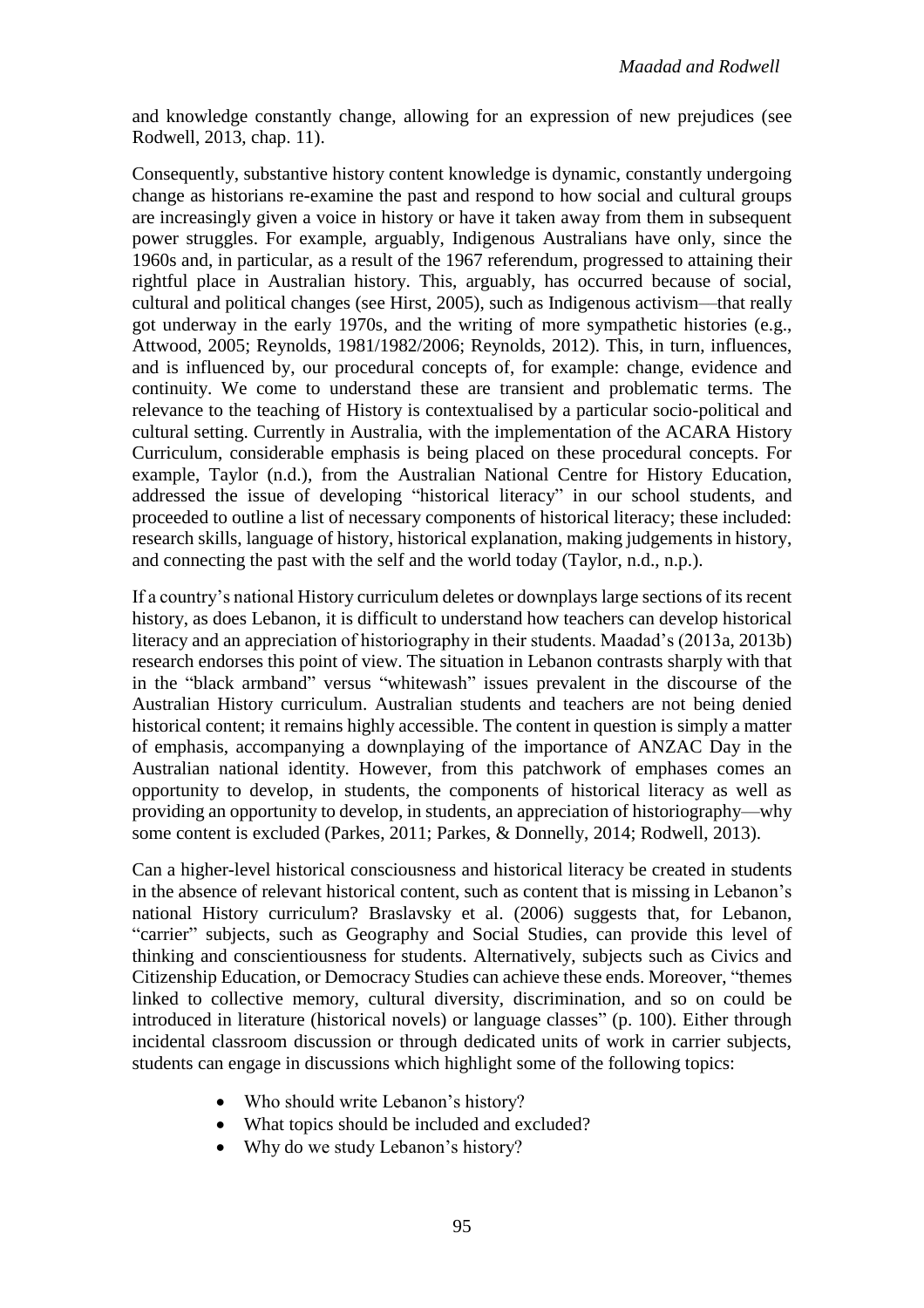and knowledge constantly change, allowing for an expression of new prejudices (see Rodwell, 2013, chap. 11).

Consequently, substantive history content knowledge is dynamic, constantly undergoing change as historians re-examine the past and respond to how social and cultural groups are increasingly given a voice in history or have it taken away from them in subsequent power struggles. For example, arguably, Indigenous Australians have only, since the 1960s and, in particular, as a result of the 1967 referendum, progressed to attaining their rightful place in Australian history. This, arguably, has occurred because of social, cultural and political changes (see Hirst, 2005), such as Indigenous activism—that really got underway in the early 1970s, and the writing of more sympathetic histories (e.g., Attwood, 2005; Reynolds, 1981/1982/2006; Reynolds, 2012). This, in turn, influences, and is influenced by, our procedural concepts of, for example: change, evidence and continuity. We come to understand these are transient and problematic terms. The relevance to the teaching of History is contextualised by a particular socio-political and cultural setting. Currently in Australia, with the implementation of the ACARA History Curriculum, considerable emphasis is being placed on these procedural concepts. For example, Taylor (n.d.), from the Australian National Centre for History Education, addressed the issue of developing "historical literacy" in our school students, and proceeded to outline a list of necessary components of historical literacy; these included: research skills, language of history, historical explanation, making judgements in history, and connecting the past with the self and the world today (Taylor, n.d., n.p.).

If a country's national History curriculum deletes or downplays large sections of its recent history, as does Lebanon, it is difficult to understand how teachers can develop historical literacy and an appreciation of historiography in their students. Maadad's (2013a, 2013b) research endorses this point of view. The situation in Lebanon contrasts sharply with that in the "black armband" versus "whitewash" issues prevalent in the discourse of the Australian History curriculum. Australian students and teachers are not being denied historical content; it remains highly accessible. The content in question is simply a matter of emphasis, accompanying a downplaying of the importance of ANZAC Day in the Australian national identity. However, from this patchwork of emphases comes an opportunity to develop, in students, the components of historical literacy as well as providing an opportunity to develop, in students, an appreciation of historiography—why some content is excluded (Parkes, 2011; Parkes, & Donnelly, 2014; Rodwell, 2013).

Can a higher-level historical consciousness and historical literacy be created in students in the absence of relevant historical content, such as content that is missing in Lebanon's national History curriculum? Braslavsky et al. (2006) suggests that, for Lebanon, "carrier" subjects, such as Geography and Social Studies, can provide this level of thinking and conscientiousness for students. Alternatively, subjects such as Civics and Citizenship Education, or Democracy Studies can achieve these ends. Moreover, "themes linked to collective memory, cultural diversity, discrimination, and so on could be introduced in literature (historical novels) or language classes" (p. 100). Either through incidental classroom discussion or through dedicated units of work in carrier subjects, students can engage in discussions which highlight some of the following topics:

- Who should write Lebanon's history?
- What topics should be included and excluded?
- Why do we study Lebanon's history?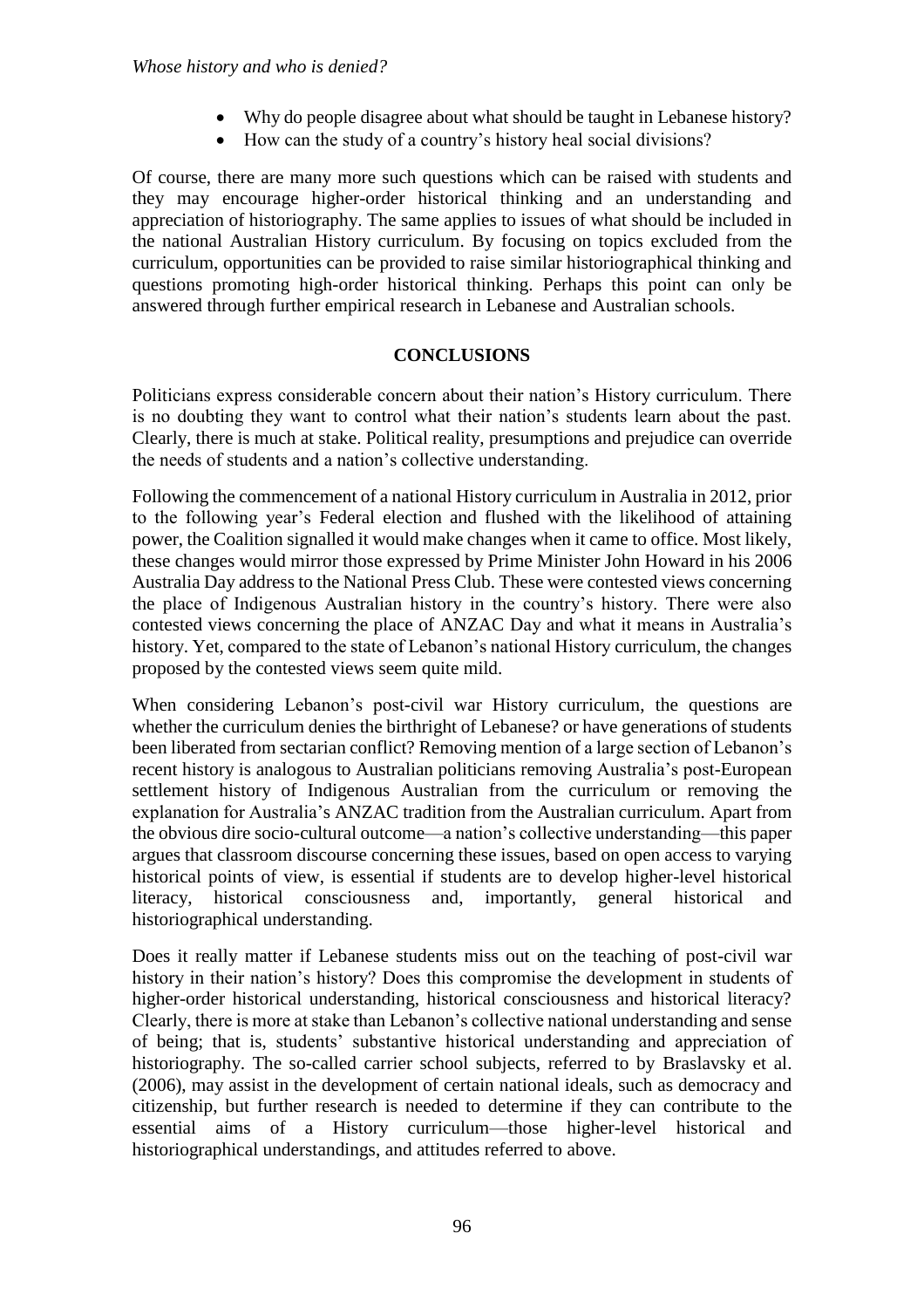- Why do people disagree about what should be taught in Lebanese history?
- How can the study of a country's history heal social divisions?

Of course, there are many more such questions which can be raised with students and they may encourage higher-order historical thinking and an understanding and appreciation of historiography. The same applies to issues of what should be included in the national Australian History curriculum. By focusing on topics excluded from the curriculum, opportunities can be provided to raise similar historiographical thinking and questions promoting high-order historical thinking. Perhaps this point can only be answered through further empirical research in Lebanese and Australian schools.

## CONCLUSIONS

Politicians express considerable concern about their nation's History curriculum. There is no doubting they want to control what their nation's students learn about the past. Clearly, there is much at stake. Political reality, presumptions and prejudice can override the needs of students and a nation's collective understanding.

Following the commencement of a national History curriculum in Australia in 2012, prior to the following year's Federal election and flushed with the likelihood of attaining power, the Coalition signalled it would make changes when it came to office. Most likely, these changes would mirror those expressed by Prime Minister John Howard in his 2006 Australia Day address to the National Press Club. These were contested views concerning the place of Indigenous Australian history in the country's history. There were also contested views concerning the place of ANZAC Day and what it means in Australia's history. Yet, compared to the state of Lebanon's national History curriculum, the changes proposed by the contested views seem quite mild.

When considering Lebanon's post-civil war History curriculum, the questions are whether the curriculum denies the birthright of Lebanese? or have generations of students been liberated from sectarian conflict? Removing mention of a large section of Lebanon's recent history is analogous to Australian politicians removing Australia's post-European settlement history of Indigenous Australian from the curriculum or removing the explanation for Australia's ANZAC tradition from the Australian curriculum. Apart from the obvious dire socio-cultural outcome—a nation's collective understanding—this paper argues that classroom discourse concerning these issues, based on open access to varying historical points of view, is essential if students are to develop higher-level historical literacy, historical consciousness and, importantly, general historical and historiographical understanding.

Does it really matter if Lebanese students miss out on the teaching of post-civil war history in their nation's history? Does this compromise the development in students of higher-order historical understanding, historical consciousness and historical literacy? Clearly, there is more at stake than Lebanon's collective national understanding and sense of being; that is, students' substantive historical understanding and appreciation of historiography. The so-called carrier school subjects, referred to by Braslavsky et al. (2006), may assist in the development of certain national ideals, such as democracy and citizenship, but further research is needed to determine if they can contribute to the essential aims of a History curriculum—those higher-level historical and historiographical understandings, and attitudes referred to above.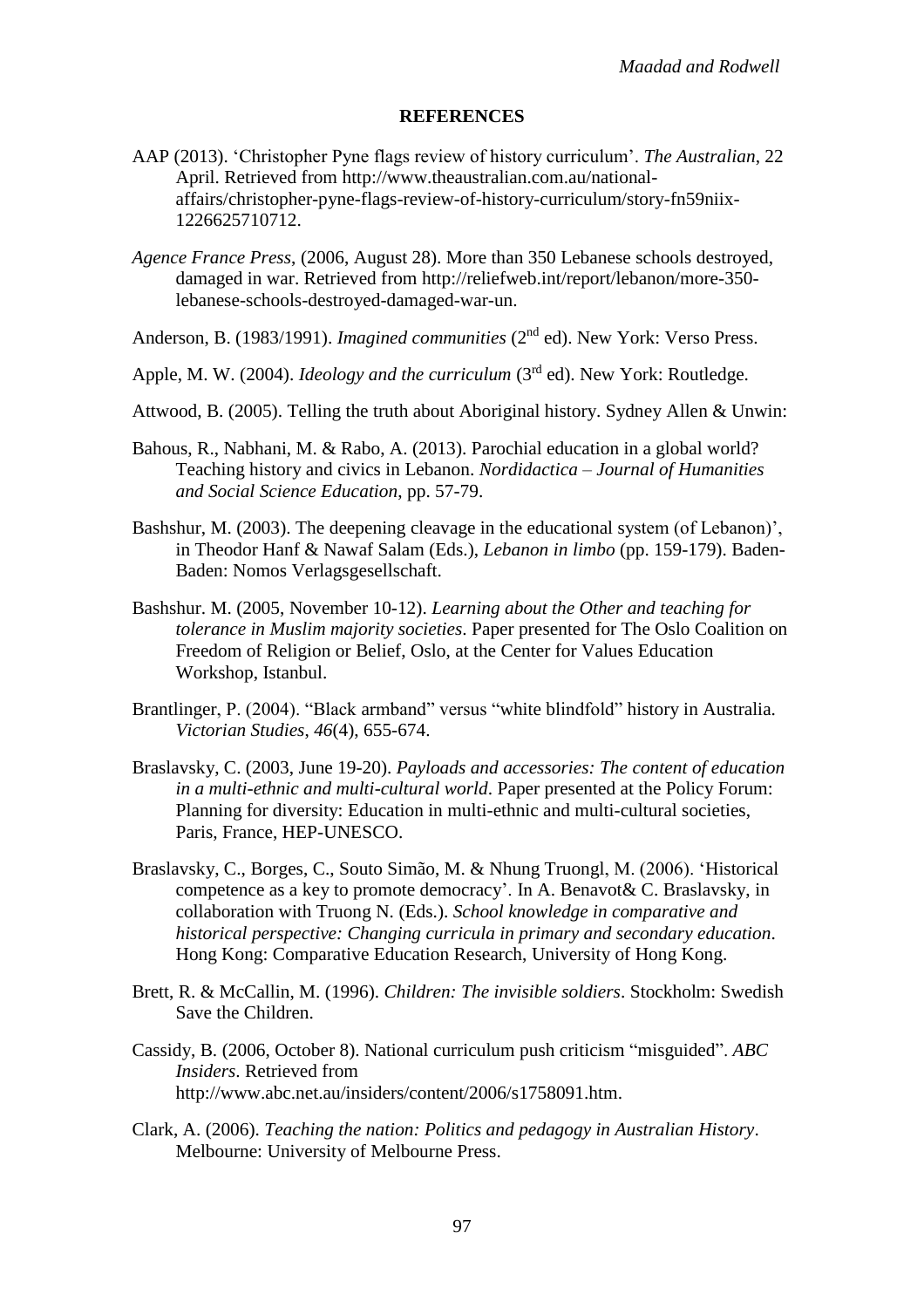**REFERENCES**

AAP (2013). 'Christopher Pyne flags review of history curriculum'. *The Australian*, 22 April. Retrieved from http://www.theaustralian.com.au/national-affairs/christopher-pyne-flags-review-of-history-curriculum/story-fn59niix-1226625710712.

*Agence France Press*, (2006, August 28). More than 350 Lebanese schools destroyed, damaged in war. Retrieved from http://reliefweb.int/report/lebanon/more-350-lebanese-schools-destroyed-damaged-war-un.

Anderson, B. (1983/1991). *Imagined communities* (2nd ed). New York: Verso Press.

Apple, M. W. (2004). *Ideology and the curriculum* (3rd ed). New York: Routledge.

Attwood, B. (2005). Telling the truth about Aboriginal history. Sydney Allen & Unwin:

Bahous, R., Nabhani, M. & Rabo, A. (2013). Parochial education in a global world? Teaching history and civics in Lebanon. *Nordidactica – Journal of Humanities and Social Science Education*, pp. 57-79.

Bashshur, M. (2003). The deepening cleavage in the educational system (of Lebanon)', in Theodor Hanf & Nawaf Salam (Eds.), *Lebanon in limbo* (pp. 159-179). Baden-Baden: Nomos Verlagsgesellschaft.

Bashshur. M. (2005, November 10-12). *Learning about the Other and teaching for tolerance in Muslim majority societies*. Paper presented for The Oslo Coalition on Freedom of Religion or Belief, Oslo, at the Center for Values Education Workshop, Istanbul.

Brantlinger, P. (2004). "Black armband" versus "white blindfold" history in Australia. *Victorian Studies*, *46*(4), 655-674.

Braslavsky, C. (2003, June 19-20). *Payloads and accessories: The content of education in a multi-ethnic and multi-cultural world*. Paper presented at the Policy Forum: Planning for diversity: Education in multi-ethnic and multi-cultural societies, Paris, France, HEP-UNESCO.

Braslavsky, C., Borges, C., Souto Simão, M. & Nhung Truongl, M. (2006). 'Historical competence as a key to promote democracy'. In A. Benavot& C. Braslavsky, in collaboration with Truong N. (Eds.). *School knowledge in comparative and historical perspective: Changing curricula in primary and secondary education*. Hong Kong: Comparative Education Research, University of Hong Kong.

Brett, R. & McCallin, M. (1996). *Children: The invisible soldiers*. Stockholm: Swedish Save the Children.

Cassidy, B. (2006, October 8). National curriculum push criticism "misguided". *ABC Insiders*. Retrieved from http://www.abc.net.au/insiders/content/2006/s1758091.htm.

Clark, A. (2006). *Teaching the nation: Politics and pedagogy in Australian History*. Melbourne: University of Melbourne Press.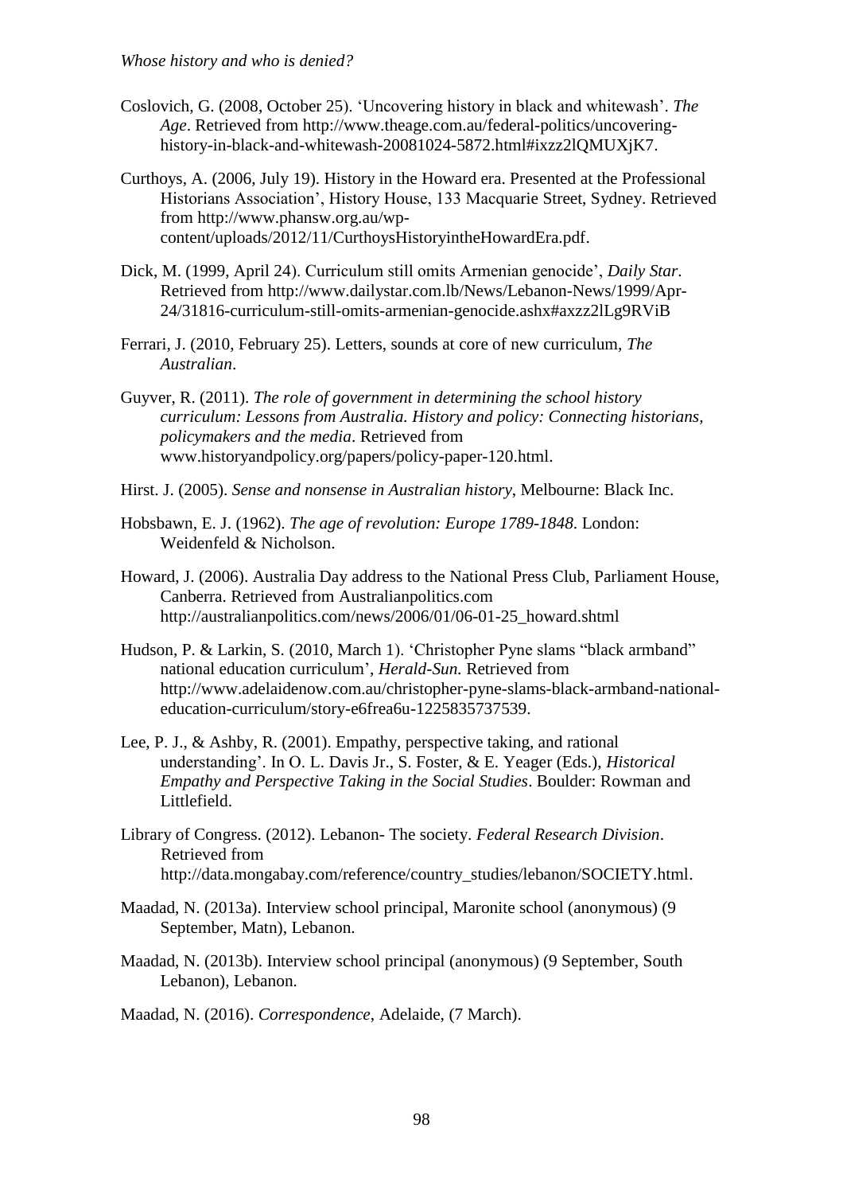Coslovich, G. (2008, October 25). 'Uncovering history in black and whitewash'. *The Age*. Retrieved from http://www.theage.com.au/federal-politics/uncovering-history-in-black-and-whitewash-20081024-5872.html#ixzz2lQMUXjK7.

Curthoys, A. (2006, July 19). History in the Howard era. Presented at the Professional Historians Association', History House, 133 Macquarie Street, Sydney. Retrieved from http://www.phansw.org.au/wp-content/uploads/2012/11/CurthoysHistoryintheHowardEra.pdf.

Dick, M. (1999, April 24). Curriculum still omits Armenian genocide', *Daily Star*. Retrieved from http://www.dailystar.com.lb/News/Lebanon-News/1999/Apr-24/31816-curriculum-still-omits-armenian-genocide.ashx#axzz2lLg9RViB

Ferrari, J. (2010, February 25). Letters, sounds at core of new curriculum, *The Australian*.

Guyver, R. (2011). *The role of government in determining the school history curriculum: Lessons from Australia. History and policy: Connecting historians, policymakers and the media*. Retrieved from www.historyandpolicy.org/papers/policy-paper-120.html.

Hirst. J. (2005). *Sense and nonsense in Australian history*, Melbourne: Black Inc.

Hobsbawn, E. J. (1962). *The age of revolution: Europe 1789-1848*. London: Weidenfeld & Nicholson.

Howard, J. (2006). Australia Day address to the National Press Club, Parliament House, Canberra. Retrieved from Australianpolitics.com http://australianpolitics.com/news/2006/01/06-01-25_howard.shtml

Hudson, P. & Larkin, S. (2010, March 1). 'Christopher Pyne slams "black armband" national education curriculum', *Herald-Sun.* Retrieved from http://www.adelaidenow.com.au/christopher-pyne-slams-black-armband-national-education-curriculum/story-e6frea6u-1225835737539.

Lee, P. J., & Ashby, R. (2001). Empathy, perspective taking, and rational understanding'. In O. L. Davis Jr., S. Foster, & E. Yeager (Eds.), *Historical Empathy and Perspective Taking in the Social Studies*. Boulder: Rowman and Littlefield.

Library of Congress. (2012). Lebanon- The society. *Federal Research Division*. Retrieved from http://data.mongabay.com/reference/country_studies/lebanon/SOCIETY.html.

Maadad, N. (2013a). Interview school principal, Maronite school (anonymous) (9 September, Matn), Lebanon.

Maadad, N. (2013b). Interview school principal (anonymous) (9 September, South Lebanon), Lebanon.

Maadad, N. (2016). *Correspondence*, Adelaide, (7 March).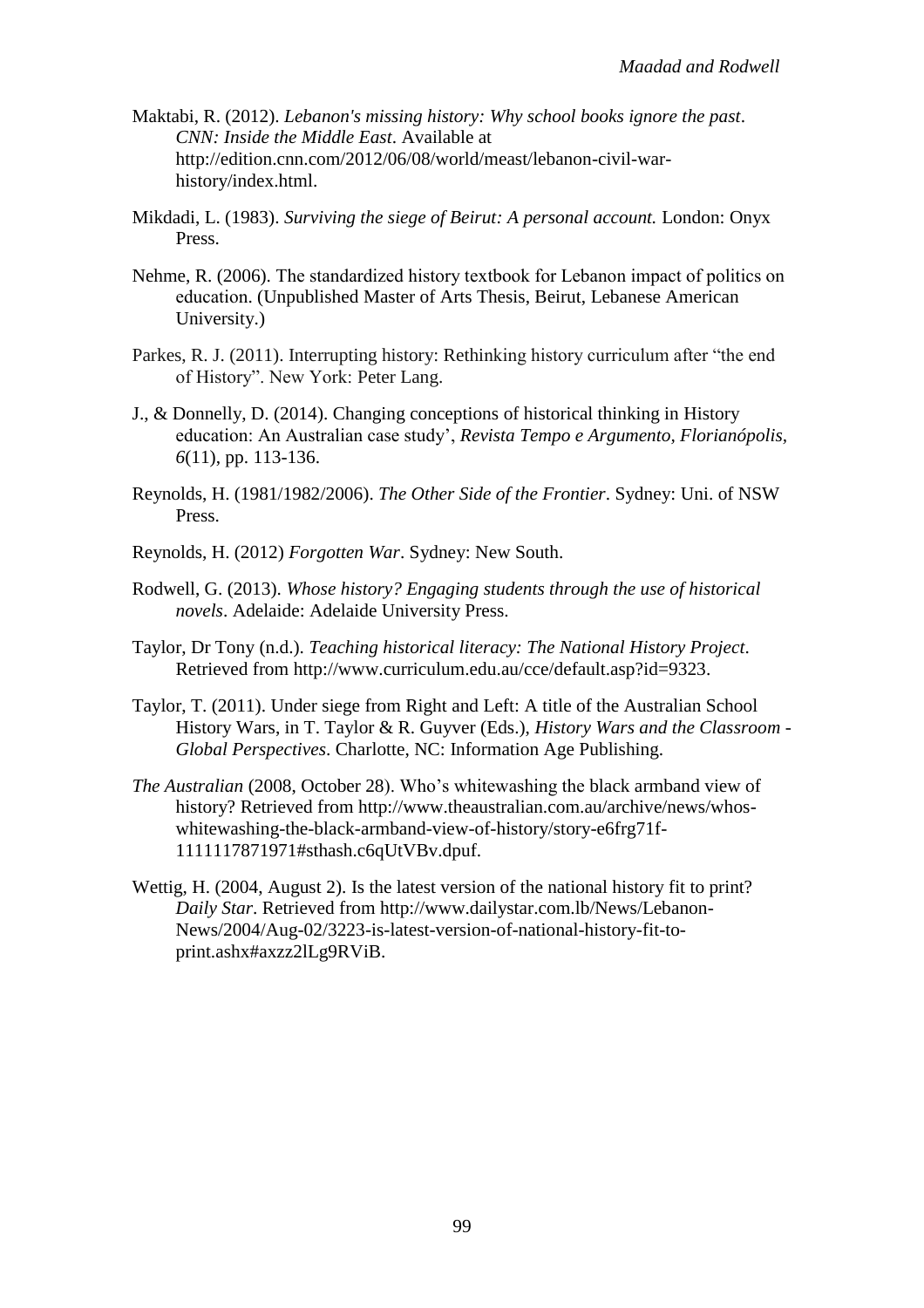Maktabi, R. (2012). *Lebanon's missing history: Why school books ignore the past*. *CNN: Inside the Middle East*. Available at http://edition.cnn.com/2012/06/08/world/meast/lebanon-civil-war-history/index.html.

Mikdadi, L. (1983). *Surviving the siege of Beirut: A personal account.* London: Onyx Press.

Nehme, R. (2006). The standardized history textbook for Lebanon impact of politics on education. (Unpublished Master of Arts Thesis, Beirut, Lebanese American University.)

Parkes, R. J. (2011). Interrupting history: Rethinking history curriculum after "the end of History". New York: Peter Lang.

J., & Donnelly, D. (2014). Changing conceptions of historical thinking in History education: An Australian case study', *Revista Tempo e Argumento, Florianópolis, 6*(11), pp. 113-136.

Reynolds, H. (1981/1982/2006). *The Other Side of the Frontier*. Sydney: Uni. of NSW Press.

Reynolds, H. (2012) *Forgotten War*. Sydney: New South.

Rodwell, G. (2013). *Whose history? Engaging students through the use of historical novels*. Adelaide: Adelaide University Press.

Taylor, Dr Tony (n.d.). *Teaching historical literacy: The National History Project*. Retrieved from http://www.curriculum.edu.au/cce/default.asp?id=9323.

Taylor, T. (2011). Under siege from Right and Left: A title of the Australian School History Wars, in T. Taylor & R. Guyver (Eds.), *History Wars and the Classroom - Global Perspectives*. Charlotte, NC: Information Age Publishing.

*The Australian* (2008, October 28). Who's whitewashing the black armband view of history? Retrieved from http://www.theaustralian.com.au/archive/news/whos-whitewashing-the-black-armband-view-of-history/story-e6frg71f-1111117871971#sthash.c6qUtVBv.dpuf.

Wettig, H. (2004, August 2). Is the latest version of the national history fit to print? *Daily Star*. Retrieved from http://www.dailystar.com.lb/News/Lebanon-News/2004/Aug-02/3223-is-latest-version-of-national-history-fit-to-print.ashx#axzz2lLg9RViB.